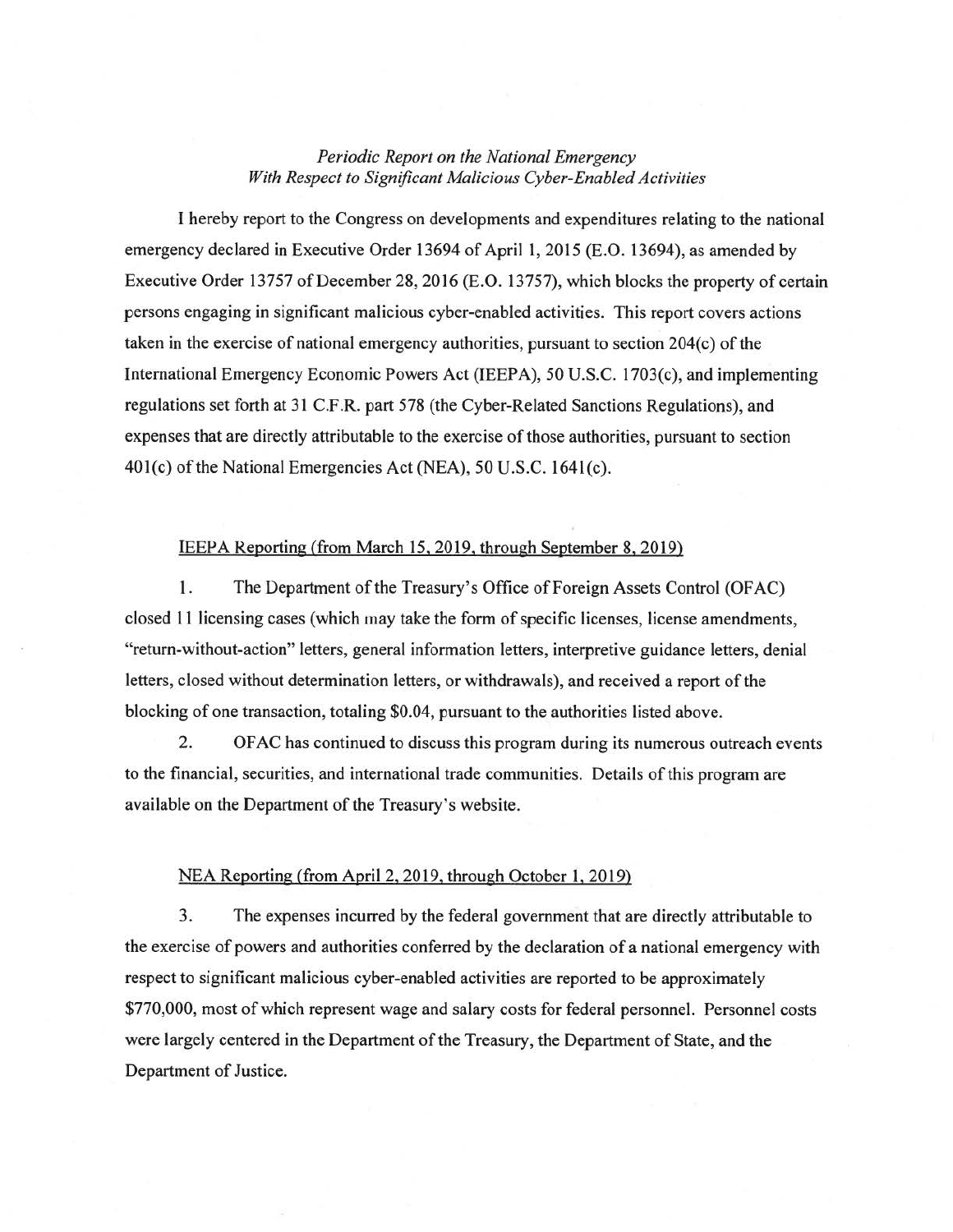*Periodic Report on the National Emergency With Respect to Significant Malicious Cyber-Enabled Activities*

I hereby report to the Congress on developments and expenditures relating to the national emergency declared in Executive Order 13694 of April 1, 2015 (E.O. 13694), as amended by Executive Order 13757 of December 28, 2016 (E.O. 13757), which blocks the property of certain persons engaging in significant malicious cyber-enabled activities. This report covers actions taken in the exercise of national emergency authorities, pursuant to section 204(c) of the International Emergency Economic Powers Act (IEEPA), 50 U.S.C. 1703(c), and implementing regulations set forth at 31 C.F.R. part 578 (the Cyber-Related Sanctions Regulations), and expenses that are directly attributable to the exercise of those authorities, pursuant to section 401(c) of the National Emergencies Act (NEA), 50 U.S.C. 1641(c).

IEEPA Reporting (from March 15, 2019, through September 8, 2019)

1. The Department of the Treasury's Office of Foreign Assets Control (OFAC) closed 11 licensing cases (which may take the form of specific licenses, license amendments, "return-without-action" letters, general information letters, interpretive guidance letters, denial letters, closed without determination letters, or withdrawals), and received a report of the blocking of one transaction, totaling $0.04, pursuant to the authorities listed above.

2. OFAC has continued to discuss this program during its numerous outreach events to the financial, securities, and international trade communities. Details of this program are available on the Department of the Treasury's website.

NEA Reporting (from April 2, 2019, through October 1, 2019)

3. The expenses incurred by the federal government that are directly attributable to the exercise of powers and authorities conferred by the declaration of a national emergency with respect to significant malicious cyber-enabled activities are reported to be approximately $770,000, most of which represent wage and salary costs for federal personnel. Personnel costs were largely centered in the Department of the Treasury, the Department of State, and the Department of Justice.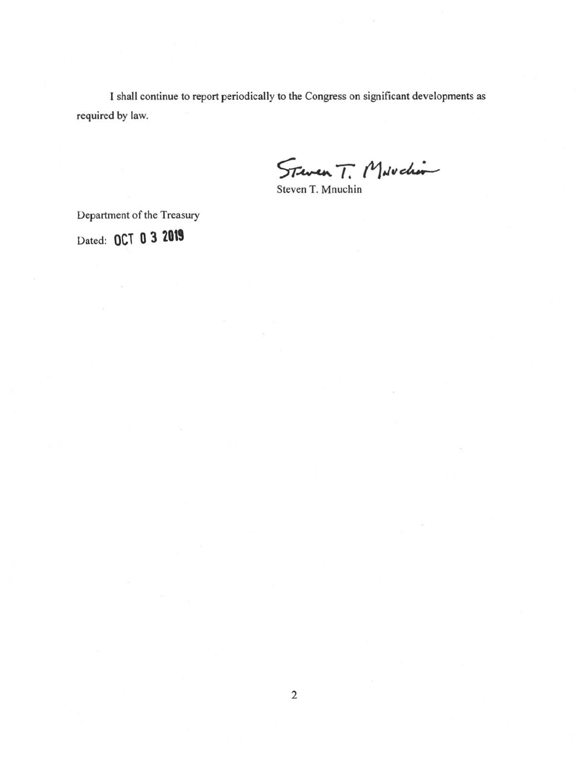I shall continue to report periodically to the Congress on significant developments as required by law.

Steven T. Mnuchin

Steven T. Mnuchin

Department of the Treasury

Dated: OCT 0 3 2019